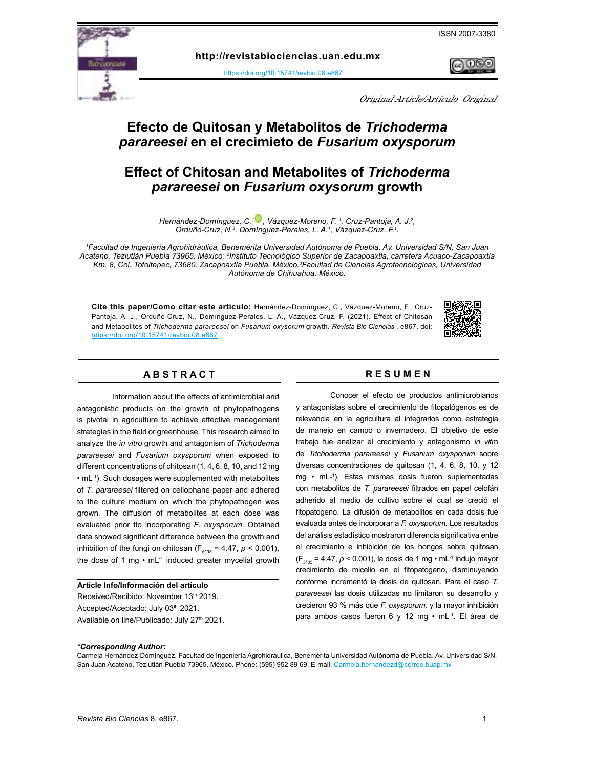ISSN 2007-3380

**http://revistabiociencias.uan.edu.mx**

https://doi.org/10.15741/revbio.08.e867

*Original Article/Artículo Original*

# Efecto de Quitosan y Metabolitos de *Trichoderma parareesei* en el crecimieto de *Fusarium oxysporum*

# Effect of Chitosan and Metabolites of *Trichoderma parareesei* on *Fusarium oxysorum* growth

*Hernández-Domínguez, C.*[1], *Vázquez-Moreno, F.* [1], *Cruz-Pantoja, A. J.*[2], *Orduño-Cruz, N.*[3], *Domínguez-Perales, L. A.*[1], *Vázquez-Cruz, F.*[1].

[1]*Facultad de Ingeniería Agrohidráulica, Benemérita Universidad Autónoma de Puebla. Av. Universidad S/N, San Juan Acateno, Teziutlán Puebla 73965, México;* [2]*Instituto Tecnológico Superior de Zacapoaxtla, carretera Acuaco-Zacapoaxtla Km. 8, Col. Totoltepec, 73680, Zacapoaxtla Puebla, México.*[3]*Facultad de Ciencias Agrotecnológicas, Universidad Autónoma de Chihuahua, México.*

**Cite this paper/Como citar este artículo:** Hernández-Domínguez, C., Vázquez-Moreno, F., Cruz-Pantoja, A. J., Orduño-Cruz, N., Domínguez-Perales, L. A., Vázquez-Cruz, F. (2021). Effect of Chitosan and Metabolites of *Trichoderma parareesei* on *Fusarium oxysorum* growth. *Revista Bio Ciencias* , e867. doi: https://doi.org/10.15741/revbio.08.e867

## ABSTRACT

Information about the effects of antimicrobial and antagonistic products on the growth of phytopathogens is pivotal in agriculture to achieve effective management strategies in the field or greenhouse. This research aimed to analyze the *in vitro* growth and antagonism of *Trichoderma parareesei* and *Fusarium oxysporum* when exposed to different concentrations of chitosan (1, 4, 6, 8, 10, and 12 mg • mL$^{-1}$). Such dosages were supplemented with metabolites of *T. parareesei* filtered on cellophane paper and adhered to the culture medium on which the phytopathogen was grown. The diffusion of metabolites at each dose was evaluated prior tto incorporating *F. oxysporum*. Obtained data showed significant difference between the growth and inhibition of the fungi on chitosan ($F_{5, 35}$ = 4.47, $p$ < 0.001), the dose of 1 mg • mL$^{-1}$ induced greater mycelial growth

**Article Info/Información del artículo**

Received/Recibido: November 13th 2019.

Accepted/Aceptado: July 03th 2021.

Available on line/Publicado: July 27th 2021.

## RESUMEN

Conocer el efecto de productos antimicrobianos y antagonistas sobre el crecimiento de fitopatógenos es de relevancia en la agricultura al integrarlos como estrategia de manejo en campo o invernadero. El objetivo de este trabajo fue analizar el crecimiento y antagonismo *in vitro* de *Trichoderma parareesei* y *Fusarium oxysporum* sobre diversas concentraciones de quitosan (1, 4, 6, 8, 10, y 12 mg • mL$^{-1}$). Estas mismas dosis fueron suplementadas con metabolitos de *T. parareesei* filtrados en papel celofán adherido al medio de cultivo sobre el cual se creció el fitopatogeno. La difusión de metabolitos en cada dosis fue evaluada antes de incorporar a *F. oxysporum.* Los resultados del análisis estadístico mostraron diferencia significativa entre el crecimiento e inhibición de los hongos sobre quitosan ($F_{5, 35}$ = 4.47, $p$ < 0.001), la dosis de 1 mg • mL$^{-1}$ indujo mayor crecimiento de micelio en el fitopatogeno, disminuyendo conforme incrementó la dosis de quitosan. Para el caso *T. parareesei* las dosis utilizadas no limitaron su desarrollo y crecieron 93 % más que *F. oxysporum,* y la mayor inhibición para ambos casos fueron 6 y 12 mg • mL$^{-1}$. El área de

***Corresponding Author:***

Carmela Hernández-Domínguez. Facultad de Ingeniería Agrohidráulica, Benemérita Universidad Autónoma de Puebla. Av. Universidad S/N, San Juan Acateno, Teziutlán Puebla 73965, México. Phone: (595) 952 89 69. E-mail: Carmela.hernandezd@correo.buap.mx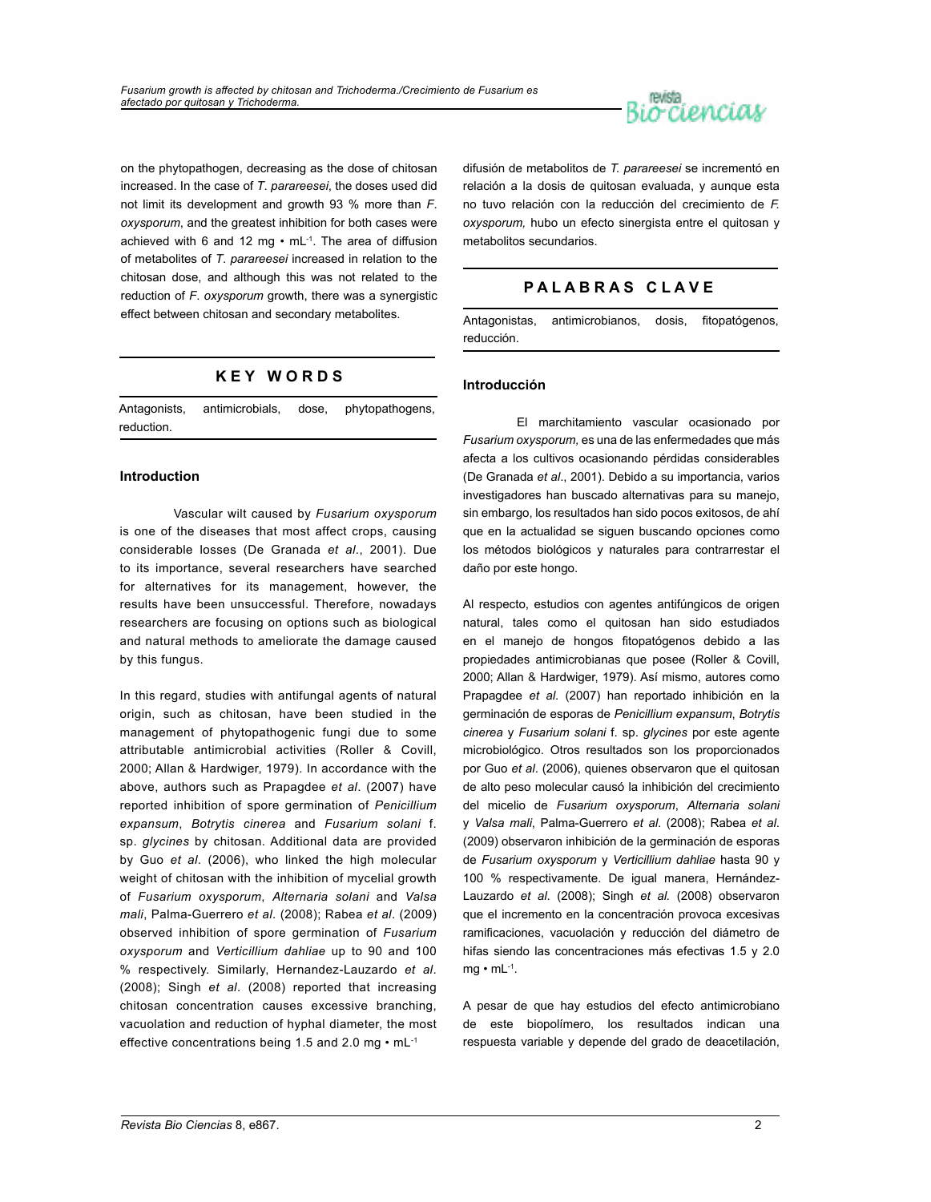on the phytopathogen, decreasing as the dose of chitosan increased. In the case of *T. parareesei*, the doses used did not limit its development and growth 93 % more than *F. oxysporum*, and the greatest inhibition for both cases were achieved with 6 and 12 mg • mL$^{-1}$. The area of diffusion of metabolites of *T. parareesei* increased in relation to the chitosan dose, and although this was not related to the reduction of *F. oxysporum* growth, there was a synergistic effect between chitosan and secondary metabolites.

## KEY WORDS

Antagonists, antimicrobials, dose, phytopathogens, reduction.

## Introduction

Vascular wilt caused by *Fusarium oxysporum* is one of the diseases that most affect crops, causing considerable losses (De Granada *et al*., 2001). Due to its importance, several researchers have searched for alternatives for its management, however, the results have been unsuccessful. Therefore, nowadays researchers are focusing on options such as biological and natural methods to ameliorate the damage caused by this fungus.

In this regard, studies with antifungal agents of natural origin, such as chitosan, have been studied in the management of phytopathogenic fungi due to some attributable antimicrobial activities (Roller & Covill, 2000; Allan & Hardwiger, 1979). In accordance with the above, authors such as Prapagdee *et al*. (2007) have reported inhibition of spore germination of *Penicillium expansum*, *Botrytis cinerea* and *Fusarium solani* f. sp. *glycines* by chitosan. Additional data are provided by Guo *et al*. (2006), who linked the high molecular weight of chitosan with the inhibition of mycelial growth of *Fusarium oxysporum*, *Alternaria solani* and *Valsa mali*, Palma-Guerrero *et al*. (2008); Rabea *et al*. (2009) observed inhibition of spore germination of *Fusarium oxysporum* and *Verticillium dahliae* up to 90 and 100 % respectively. Similarly, Hernandez-Lauzardo *et al*. (2008); Singh *et al*. (2008) reported that increasing chitosan concentration causes excessive branching, vacuolation and reduction of hyphal diameter, the most effective concentrations being 1.5 and 2.0 mg • mL$^{-1}$

difusión de metabolitos de *T. parareesei* se incrementó en relación a la dosis de quitosan evaluada, y aunque esta no tuvo relación con la reducción del crecimiento de *F. oxysporum,* hubo un efecto sinergista entre el quitosan y metabolitos secundarios.

## PALABRAS CLAVE

Antagonistas, antimicrobianos, dosis, fitopatógenos, reducción.

## Introducción

El marchitamiento vascular ocasionado por *Fusarium oxysporum,* es una de las enfermedades que más afecta a los cultivos ocasionando pérdidas considerables (De Granada *et al*., 2001). Debido a su importancia, varios investigadores han buscado alternativas para su manejo, sin embargo, los resultados han sido pocos exitosos, de ahí que en la actualidad se siguen buscando opciones como los métodos biológicos y naturales para contrarrestar el daño por este hongo.

Al respecto, estudios con agentes antifúngicos de origen natural, tales como el quitosan han sido estudiados en el manejo de hongos fitopatógenos debido a las propiedades antimicrobianas que posee (Roller & Covill, 2000; Allan & Hardwiger, 1979). Así mismo, autores como Prapagdee *et al.* (2007) han reportado inhibición en la germinación de esporas de *Penicillium expansum*, *Botrytis cinerea* y *Fusarium solani* f. sp. *glycines* por este agente microbiológico. Otros resultados son los proporcionados por Guo *et al.* (2006), quienes observaron que el quitosan de alto peso molecular causó la inhibición del crecimiento del micelio de *Fusarium oxysporum*, *Alternaria solani* y *Valsa mali*, Palma-Guerrero *et al.* (2008); Rabea *et al.* (2009) observaron inhibición de la germinación de esporas de *Fusarium oxysporum* y *Verticillium dahliae* hasta 90 y 100 % respectivamente. De igual manera, Hernández-Lauzardo *et al.* (2008); Singh *et al.* (2008) observaron que el incremento en la concentración provoca excesivas ramificaciones, vacuolación y reducción del diámetro de hifas siendo las concentraciones más efectivas 1.5 y 2.0 mg • mL$^{-1}$.

A pesar de que hay estudios del efecto antimicrobiano de este biopolímero, los resultados indican una respuesta variable y depende del grado de deacetilación,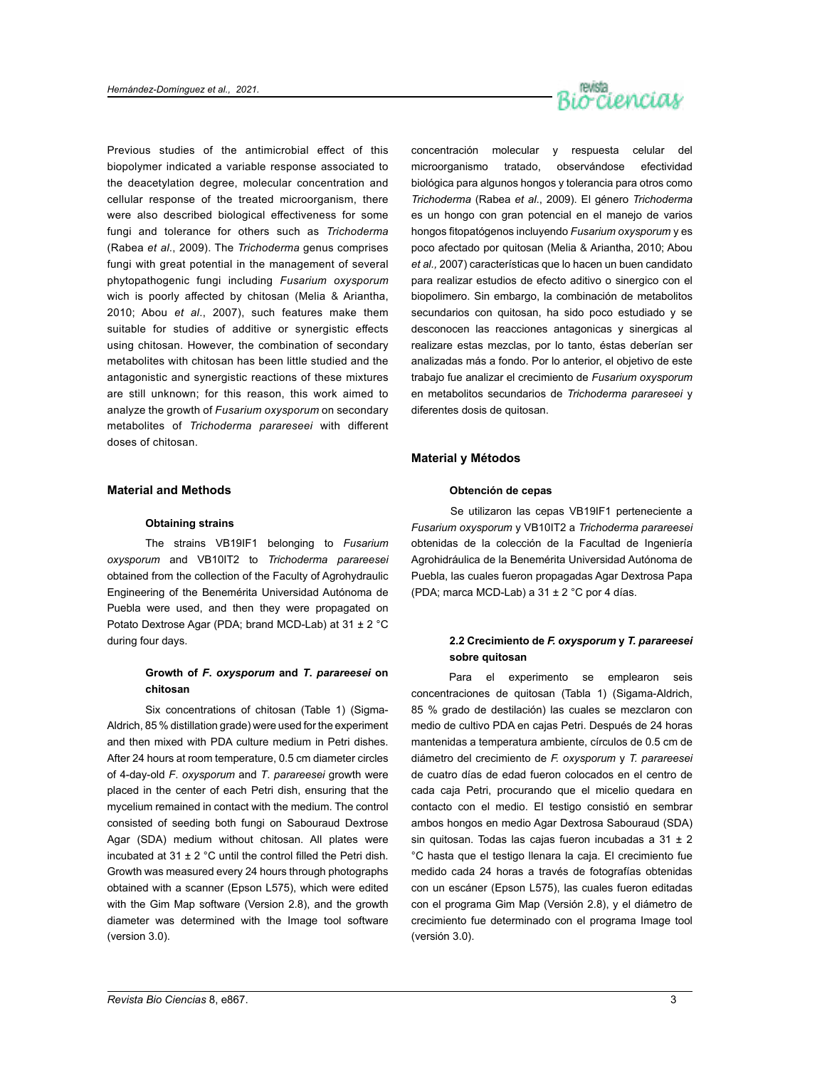Previous studies of the antimicrobial effect of this biopolymer indicated a variable response associated to the deacetylation degree, molecular concentration and cellular response of the treated microorganism, there were also described biological effectiveness for some fungi and tolerance for others such as *Trichoderma* (Rabea *et al*., 2009). The *Trichoderma* genus comprises fungi with great potential in the management of several phytopathogenic fungi including *Fusarium oxysporum* wich is poorly affected by chitosan (Melia & Ariantha, 2010; Abou *et al*., 2007), such features make them suitable for studies of additive or synergistic effects using chitosan. However, the combination of secondary metabolites with chitosan has been little studied and the antagonistic and synergistic reactions of these mixtures are still unknown; for this reason, this work aimed to analyze the growth of *Fusarium oxysporum* on secondary metabolites of *Trichoderma parareseei* with different doses of chitosan.

## Material and Methods

### Obtaining strains

The strains VB19IF1 belonging to *Fusarium oxysporum* and VB10IT2 to *Trichoderma parareseei* obtained from the collection of the Faculty of Agrohydraulic Engineering of the Benemérita Universidad Autónoma de Puebla were used, and then they were propagated on Potato Dextrose Agar (PDA; brand MCD-Lab) at 31 ± 2 °C during four days.

### Growth of *F. oxysporum* and *T. parareseei* on chitosan

Six concentrations of chitosan (Table 1) (Sigma-Aldrich, 85 % distillation grade) were used for the experiment and then mixed with PDA culture medium in Petri dishes. After 24 hours at room temperature, 0.5 cm diameter circles of 4-day-old *F. oxysporum* and *T. parareseei* growth were placed in the center of each Petri dish, ensuring that the mycelium remained in contact with the medium. The control consisted of seeding both fungi on Sabouraud Dextrose Agar (SDA) medium without chitosan. All plates were incubated at 31 ± 2 °C until the control filled the Petri dish. Growth was measured every 24 hours through photographs obtained with a scanner (Epson L575), which were edited with the Gim Map software (Version 2.8), and the growth diameter was determined with the Image tool software (version 3.0).

concentración molecular y respuesta celular del microorganismo tratado, observándose efectividad biológica para algunos hongos y tolerancia para otros como *Trichoderma* (Rabea *et al*., 2009). El género *Trichoderma* es un hongo con gran potencial en el manejo de varios hongos fitopatógenos incluyendo *Fusarium oxysporum* y es poco afectado por quitosan (Melia & Ariantha, 2010; Abou *et al.,* 2007) características que lo hacen un buen candidato para realizar estudios de efecto aditivo o sinergico con el biopolimero. Sin embargo, la combinación de metabolitos secundarios con quitosan, ha sido poco estudiado y se desconocen las reacciones antagonicas y sinergicas al realizare estas mezclas, por lo tanto, éstas deberían ser analizadas más a fondo. Por lo anterior, el objetivo de este trabajo fue analizar el crecimiento de *Fusarium oxysporum* en metabolitos secundarios de *Trichoderma parareseei* y diferentes dosis de quitosan.

## Material y Métodos

### Obtención de cepas

Se utilizaron las cepas VB19IF1 perteneciente a *Fusarium oxysporum* y VB10IT2 a *Trichoderma parareseei* obtenidas de la colección de la Facultad de Ingeniería Agrohidráulica de la Benemérita Universidad Autónoma de Puebla, las cuales fueron propagadas Agar Dextrosa Papa (PDA; marca MCD-Lab) a 31 ± 2 °C por 4 días.

### 2.2 Crecimiento de *F. oxysporum* y *T. parareesei* sobre quitosan

Para el experimento se emplearon seis concentraciones de quitosan (Tabla 1) (Sigama-Aldrich, 85 % grado de destilación) las cuales se mezclaron con medio de cultivo PDA en cajas Petri. Después de 24 horas mantenidas a temperatura ambiente, círculos de 0.5 cm de diámetro del crecimiento de *F. oxysporum* y *T. parareesei* de cuatro días de edad fueron colocados en el centro de cada caja Petri, procurando que el micelio quedara en contacto con el medio. El testigo consistió en sembrar ambos hongos en medio Agar Dextrosa Sabouraud (SDA) sin quitosan. Todas las cajas fueron incubadas a 31 ± 2 °C hasta que el testigo llenara la caja. El crecimiento fue medido cada 24 horas a través de fotografías obtenidas con un escáner (Epson L575), las cuales fueron editadas con el programa Gim Map (Versión 2.8), y el diámetro de crecimiento fue determinado con el programa Image tool (versión 3.0).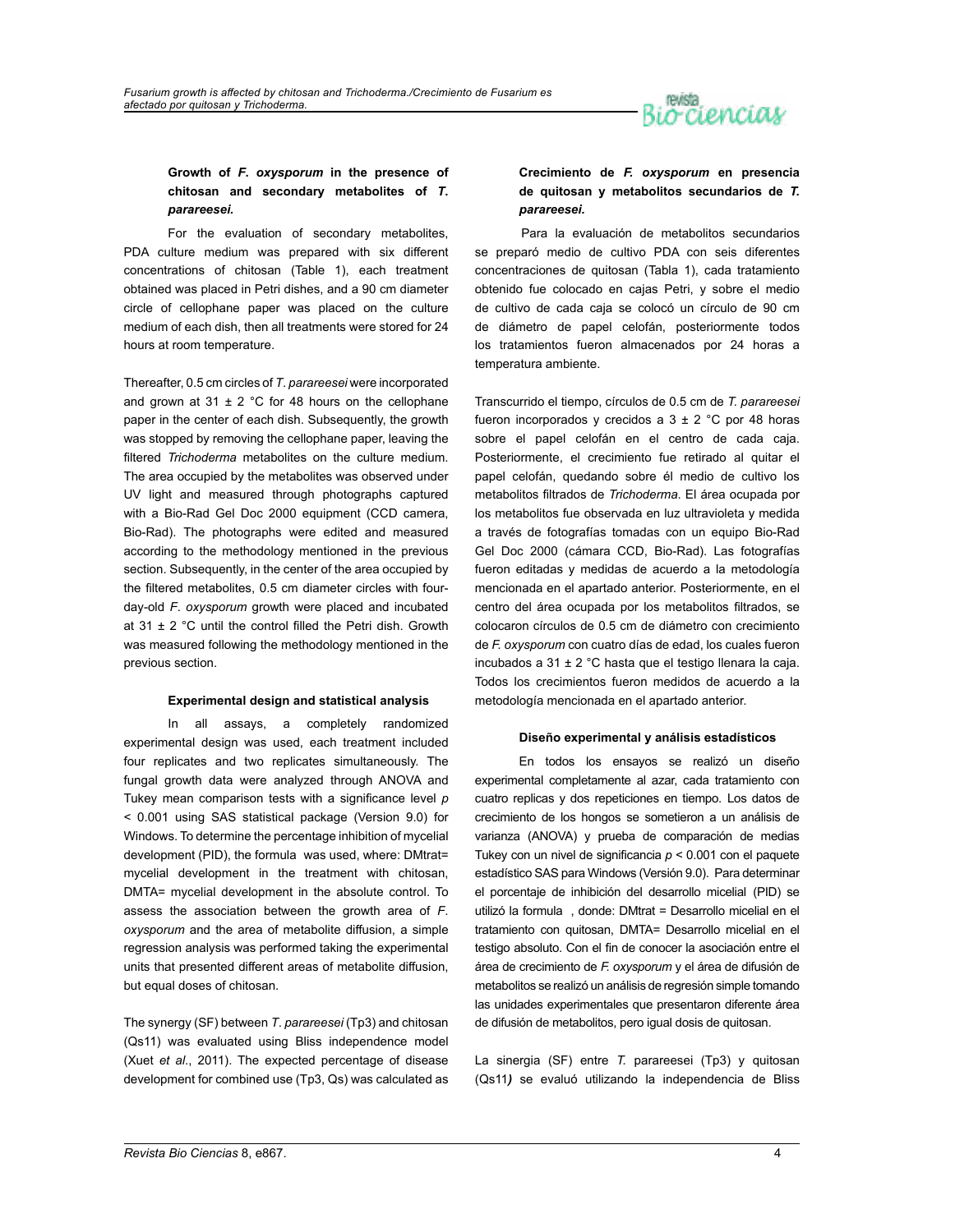### Growth of *F. oxysporum* in the presence of chitosan and secondary metabolites of *T. parareesei.*

For the evaluation of secondary metabolites, PDA culture medium was prepared with six different concentrations of chitosan (Table 1), each treatment obtained was placed in Petri dishes, and a 90 cm diameter circle of cellophane paper was placed on the culture medium of each dish, then all treatments were stored for 24 hours at room temperature.

Thereafter, 0.5 cm circles of *T. parareesei* were incorporated and grown at 31 ± 2 °C for 48 hours on the cellophane paper in the center of each dish. Subsequently, the growth was stopped by removing the cellophane paper, leaving the filtered *Trichoderma* metabolites on the culture medium. The area occupied by the metabolites was observed under UV light and measured through photographs captured with a Bio-Rad Gel Doc 2000 equipment (CCD camera, Bio-Rad). The photographs were edited and measured according to the methodology mentioned in the previous section. Subsequently, in the center of the area occupied by the filtered metabolites, 0.5 cm diameter circles with four-day-old *F. oxysporum* growth were placed and incubated at 31 ± 2 °C until the control filled the Petri dish. Growth was measured following the methodology mentioned in the previous section.

### Experimental design and statistical analysis

In all assays, a completely randomized experimental design was used, each treatment included four replicates and two replicates simultaneously. The fungal growth data were analyzed through ANOVA and Tukey mean comparison tests with a significance level $p < 0.001$ using SAS statistical package (Version 9.0) for Windows. To determine the percentage inhibition of mycelial development (PID), the formula  was used, where: DMtrat= mycelial development in the treatment with chitosan, DMTA= mycelial development in the absolute control. To assess the association between the growth area of *F. oxysporum* and the area of metabolite diffusion, a simple regression analysis was performed taking the experimental units that presented different areas of metabolite diffusion, but equal doses of chitosan.

The synergy (SF) between *T. parareesei* (Tp3) and chitosan (Qs11) was evaluated using Bliss independence model (Xuet *et al*., 2011). The expected percentage of disease development for combined use (Tp3, Qs) was calculated as

### Crecimiento de *F. oxysporum* en presencia de quitosan y metabolitos secundarios de *T. parareesei.*

Para la evaluación de metabolitos secundarios se preparó medio de cultivo PDA con seis diferentes concentraciones de quitosan (Tabla 1), cada tratamiento obtenido fue colocado en cajas Petri, y sobre el medio de cultivo de cada caja se colocó un círculo de 90 cm de diámetro de papel celofán, posteriormente todos los tratamientos fueron almacenados por 24 horas a temperatura ambiente.

Transcurrido el tiempo, círculos de 0.5 cm de *T. parareesei* fueron incorporados y crecidos a 3 ± 2 °C por 48 horas sobre el papel celofán en el centro de cada caja. Posteriormente, el crecimiento fue retirado al quitar el papel celofán, quedando sobre él medio de cultivo los metabolitos filtrados de *Trichoderma*. El área ocupada por los metabolitos fue observada en luz ultravioleta y medida a través de fotografías tomadas con un equipo Bio-Rad Gel Doc 2000 (cámara CCD, Bio-Rad). Las fotografías fueron editadas y medidas de acuerdo a la metodología mencionada en el apartado anterior. Posteriormente, en el centro del área ocupada por los metabolitos filtrados, se colocaron círculos de 0.5 cm de diámetro con crecimiento de *F. oxysporum* con cuatro días de edad, los cuales fueron incubados a 31 ± 2 °C hasta que el testigo llenara la caja. Todos los crecimientos fueron medidos de acuerdo a la metodología mencionada en el apartado anterior.

### Diseño experimental y análisis estadísticos

En todos los ensayos se realizó un diseño experimental completamente al azar, cada tratamiento con cuatro replicas y dos repeticiones en tiempo. Los datos de crecimiento de los hongos se sometieron a un análisis de varianza (ANOVA) y prueba de comparación de medias Tukey con un nivel de significancia $p < 0.001$ con el paquete estadístico SAS para Windows (Versión 9.0). Para determinar el porcentaje de inhibición del desarrollo micelial (PID) se utilizó la formula  , donde: DMtrat = Desarrollo micelial en el tratamiento con quitosan, DMTA= Desarrollo micelial en el testigo absoluto. Con el fin de conocer la asociación entre el área de crecimiento de *F. oxysporum* y el área de difusión de metabolitos se realizó un análisis de regresión simple tomando las unidades experimentales que presentaron diferente área de difusión de metabolitos, pero igual dosis de quitosan.

La sinergia (SF) entre *T.* parareesei (Tp3) y quitosan (Qs11***)*** se evaluó utilizando la independencia de Bliss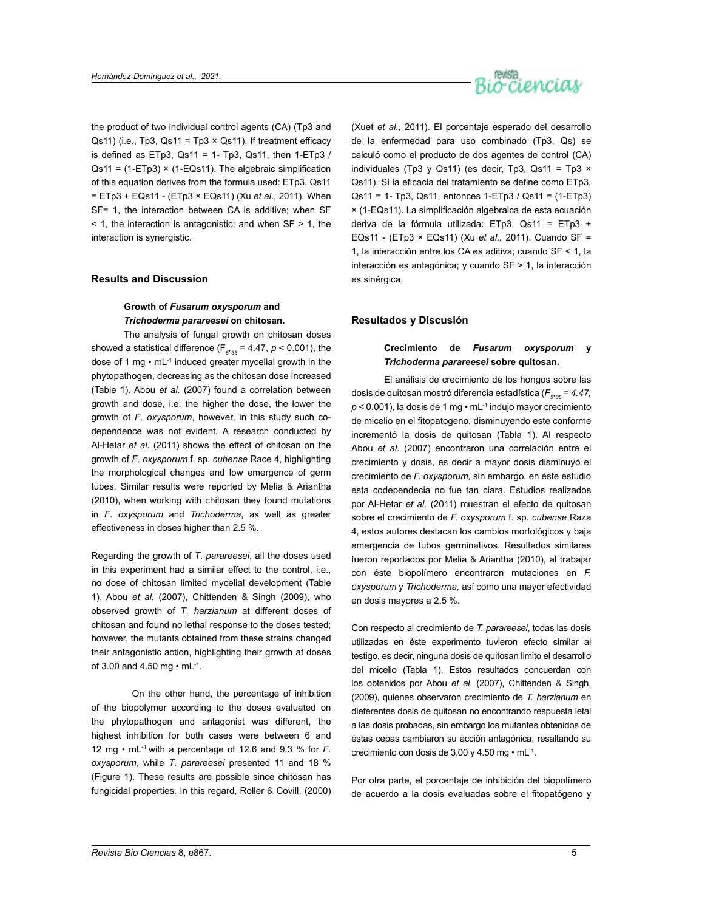the product of two individual control agents (CA) (Tp3 and Qs11) (i.e., Tp3, Qs11 = Tp3 × Qs11). If treatment efficacy is defined as ETp3, Qs11 = 1- Tp3, Qs11, then 1-ETp3 / Qs11 = (1-ETp3) × (1-EQs11). The algebraic simplification of this equation derives from the formula used: ETp3, Qs11 = ETp3 + EQs11 - (ETp3 × EQs11) (Xu *et al*., 2011). When SF= 1, the interaction between CA is additive; when SF < 1, the interaction is antagonistic; and when SF > 1, the interaction is synergistic.

## Results and Discussion

### Growth of *Fusarum oxysporum* and *Trichoderma parareesei* on chitosan.

The analysis of fungal growth on chitosan doses showed a statistical difference ($F_{5, 35}$ = 4.47, $p < 0.001$), the dose of 1 mg • mL$^{-1}$ induced greater mycelial growth in the phytopathogen, decreasing as the chitosan dose increased (Table 1). Abou *et al.* (2007) found a correlation between growth and dose, i.e. the higher the dose, the lower the growth of *F. oxysporum*, however, in this study such co-dependence was not evident. A research conducted by Al-Hetar *et al.* (2011) shows the effect of chitosan on the growth of *F. oxysporum* f. sp. *cubense* Race 4, highlighting the morphological changes and low emergence of germ tubes. Similar results were reported by Melia & Ariantha (2010), when working with chitosan they found mutations in *F. oxysporum* and *Trichoderma*, as well as greater effectiveness in doses higher than 2.5 %.

Regarding the growth of *T. parareesei*, all the doses used in this experiment had a similar effect to the control, i.e., no dose of chitosan limited mycelial development (Table 1). Abou *et al.* (2007), Chittenden & Singh (2009), who observed growth of *T. harzianum* at different doses of chitosan and found no lethal response to the doses tested; however, the mutants obtained from these strains changed their antagonistic action, highlighting their growth at doses of 3.00 and 4.50 mg • mL$^{-1}$.

On the other hand, the percentage of inhibition of the biopolymer according to the doses evaluated on the phytopathogen and antagonist was different, the highest inhibition for both cases were between 6 and 12 mg • mL$^{-1}$ with a percentage of 12.6 and 9.3 % for *F. oxysporum*, while *T. parareesei* presented 11 and 18 % (Figure 1). These results are possible since chitosan has fungicidal properties. In this regard, Roller & Covill, (2000)

(Xuet *et al.,* 2011). El porcentaje esperado del desarrollo de la enfermedad para uso combinado (Tp3, Qs) se calculó como el producto de dos agentes de control (CA) individuales (Tp3 y Qs11) (es decir, Tp3, Qs11 = Tp3 × Qs11). Si la eficacia del tratamiento se define como ETp3, Qs11 = 1- Tp3, Qs11, entonces 1-ETp3 / Qs11 = (1-ETp3) × (1-EQs11). La simplificación algebraica de esta ecuación deriva de la fórmula utilizada: ETp3, Qs11 = ETp3 + EQs11 - (ETp3 × EQs11) (Xu *et al.,* 2011). Cuando SF = 1, la interacción entre los CA es aditiva; cuando SF < 1, la interacción es antagónica; y cuando SF > 1, la interacción es sinérgica.

## Resultados y Discusión

### Crecimiento de *Fusarum oxysporum* y *Trichoderma parareesei* sobre quitosan.

El análisis de crecimiento de los hongos sobre las dosis de quitosan mostró diferencia estadística ($F_{5, 35} = 4.47$, $p < 0.001$), la dosis de 1 mg • mL$^{-1}$ indujo mayor crecimiento de micelio en el fitopatogeno, disminuyendo este conforme incrementó la dosis de quitosan (Tabla 1). Al respecto Abou *et al.* (2007) encontraron una correlación entre el crecimiento y dosis, es decir a mayor dosis disminuyó el crecimiento de *F. oxysporum,* sin embargo, en éste estudio esta codependecia no fue tan clara. Estudios realizados por Al-Hetar *et al.* (2011) muestran el efecto de quitosan sobre el crecimiento de *F. oxysporum* f. sp. *cubense* Raza 4, estos autores destacan los cambios morfológicos y baja emergencia de tubos germinativos. Resultados similares fueron reportados por Melia & Ariantha (2010), al trabajar con éste biopolímero encontraron mutaciones en *F. oxysporum* y *Trichoderma,* así como una mayor efectividad en dosis mayores a 2.5 %.

Con respecto al crecimiento de *T. parareesei*, todas las dosis utilizadas en éste experimento tuvieron efecto similar al testigo, es decir, ninguna dosis de quitosan limito el desarrollo del micelio (Tabla 1). Estos resultados concuerdan con los obtenidos por Abou *et al.* (2007), Chittenden & Singh, (2009), quienes observaron crecimiento de *T. harzianum* en dieferentes dosis de quitosan no encontrando respuesta letal a las dosis probadas, sin embargo los mutantes obtenidos de éstas cepas cambiaron su acción antagónica, resaltando su crecimiento con dosis de 3.00 y 4.50 mg • mL$^{-1}$.

Por otra parte, el porcentaje de inhibición del biopolímero de acuerdo a la dosis evaluadas sobre el fitopatógeno y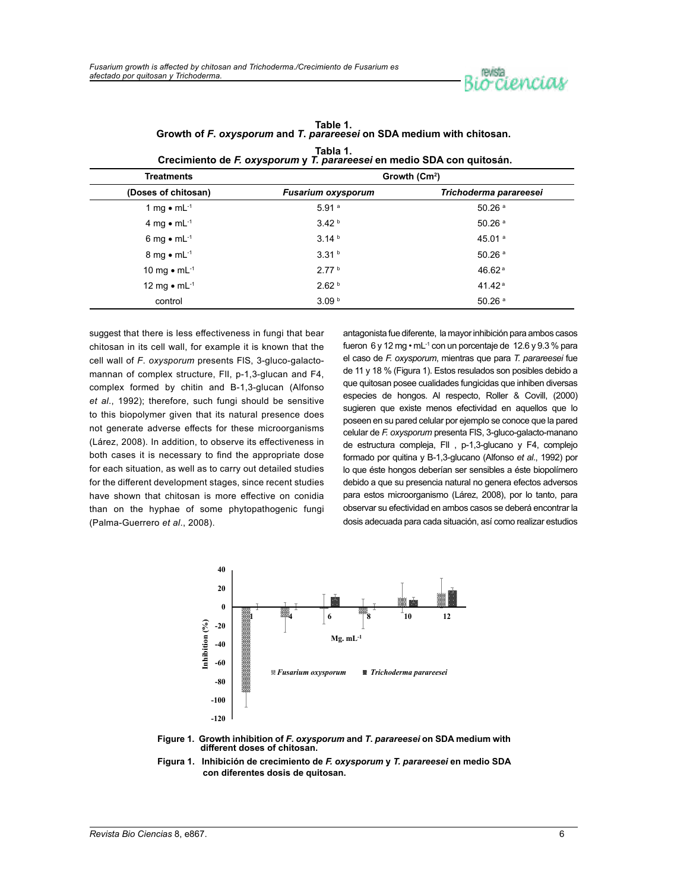**Table 1.**
**Growth of *F. oxysporum* and *T. parareesei* on SDA medium with chitosan.**

**Tabla 1.**
**Crecimiento de *F. oxysporum* y *T. parareesei* en medio SDA con quitosán.**

| Treatments | Growth ($Cm^2$) | |
|---|---|---|
| (Doses of chitosan) | *Fusarium oxysporum* | *Trichoderma parareesei* |
| 1 mg • $mL^{-1}$ | 5.91 [a] | 50.26 [a] |
| 4 mg • $mL^{-1}$ | 3.42 [b] | 50.26 [a] |
| 6 mg • $mL^{-1}$ | 3.14 [b] | 45.01 [a] |
| 8 mg • $mL^{-1}$ | 3.31 [b] | 50.26 [a] |
| 10 mg • $mL^{-1}$ | 2.77 [b] | 46.62 [a] |
| 12 mg • $mL^{-1}$ | 2.62 [b] | 41.42 [a] |
| control | 3.09 [b] | 50.26 [a] |

suggest that there is less effectiveness in fungi that bear chitosan in its cell wall, for example it is known that the cell wall of *F. oxysporum* presents FIS, 3-gluco-galacto-mannan of complex structure, FII, p-1,3-glucan and F4, complex formed by chitin and B-1,3-glucan (Alfonso *et al*., 1992); therefore, such fungi should be sensitive to this biopolymer given that its natural presence does not generate adverse effects for these microorganisms (Lárez, 2008). In addition, to observe its effectiveness in both cases it is necessary to find the appropriate dose for each situation, as well as to carry out detailed studies for the different development stages, since recent studies have shown that chitosan is more effective on conidia than on the hyphae of some phytopathogenic fungi (Palma-Guerrero *et al*., 2008).

antagonista fue diferente, la mayor inhibición para ambos casos fueron 6 y 12 mg • $mL^{-1}$ con un porcentaje de 12.6 y 9.3 % para el caso de *F. oxysporum*, mientras que para *T. parareesei* fue de 11 y 18 % (Figura 1). Estos resulados son posibles debido a que quitosan posee cualidades fungicidas que inhiben diversas especies de hongos. Al respecto, Roller & Covill, (2000) sugieren que existe menos efectividad en aquellos que lo poseen en su pared celular por ejemplo se conoce que la pared celular de *F. oxysporum* presenta FIS, 3-gluco-galacto-manano de estructura compleja, FII , p-1,3-glucano y F4, complejo formado por quitina y B-1,3-glucano (Alfonso *et al*., 1992) por lo que éste hongos deberían ser sensibles a éste biopolímero debido a que su presencia natural no genera efectos adversos para estos microorganismo (Lárez, 2008), por lo tanto, para observar su efectividad en ambos casos se deberá encontrar la dosis adecuada para cada situación, así como realizar estudios

**Figure 1. Growth inhibition of *F. oxysporum* and *T. parareesei* on SDA medium with different doses of chitosan.**

**Figura 1. Inhibición de crecimiento de *F. oxysporum* y *T. parareesei* en medio SDA con diferentes dosis de quitosan.**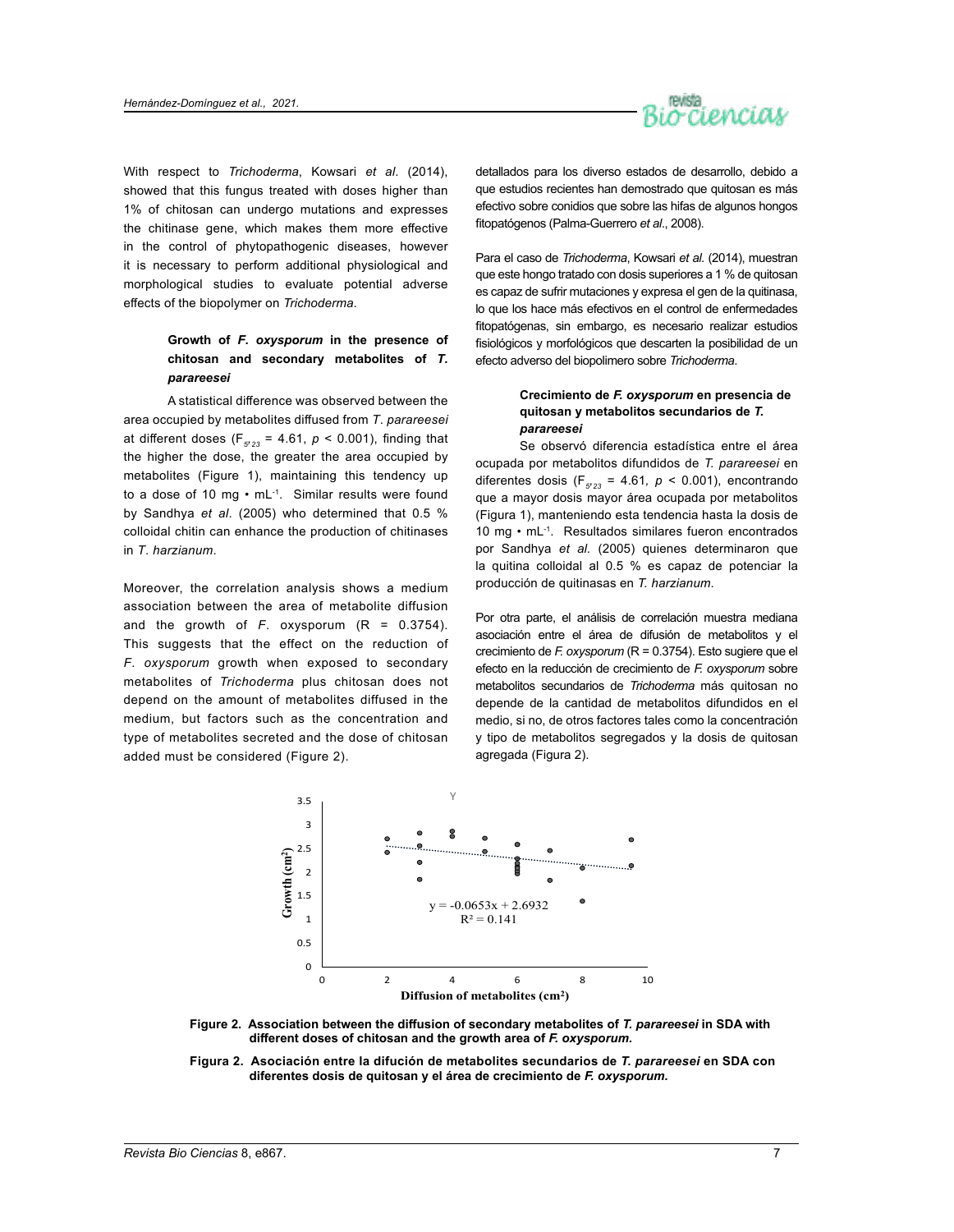With respect to *Trichoderma*, Kowsari *et al*. (2014), showed that this fungus treated with doses higher than 1% of chitosan can undergo mutations and expresses the chitinase gene, which makes them more effective in the control of phytopathogenic diseases, however it is necessary to perform additional physiological and morphological studies to evaluate potential adverse effects of the biopolymer on *Trichoderma*.

### Growth of *F. oxysporum* in the presence of chitosan and secondary metabolites of *T. parareesei*

A statistical difference was observed between the area occupied by metabolites diffused from *T. parareesei* at different doses ($F_{5, 23}$ = 4.61, $p < 0.001$), finding that the higher the dose, the greater the area occupied by metabolites (Figure 1), maintaining this tendency up to a dose of 10 mg • mL$^{-1}$. Similar results were found by Sandhya *et al*. (2005) who determined that 0.5 % colloidal chitin can enhance the production of chitinases in *T. harzianum*.

Moreover, the correlation analysis shows a medium association between the area of metabolite diffusion and the growth of *F.* oxysporum (R = 0.3754). This suggests that the effect on the reduction of *F. oxysporum* growth when exposed to secondary metabolites of *Trichoderma* plus chitosan does not depend on the amount of metabolites diffused in the medium, but factors such as the concentration and type of metabolites secreted and the dose of chitosan added must be considered (Figure 2).

detallados para los diverso estados de desarrollo, debido a que estudios recientes han demostrado que quitosan es más efectivo sobre conidios que sobre las hifas de algunos hongos fitopatógenos (Palma-Guerrero *et al*., 2008).

Para el caso de *Trichoderma*, Kowsari *et al.* (2014), muestran que este hongo tratado con dosis superiores a 1 % de quitosan es capaz de sufrir mutaciones y expresa el gen de la quitinasa, lo que los hace más efectivos en el control de enfermedades fitopatógenas, sin embargo, es necesario realizar estudios fisiológicos y morfológicos que descarten la posibilidad de un efecto adverso del biopolimero sobre *Trichoderma*.

### Crecimiento de *F. oxysporum* en presencia de quitosan y metabolitos secundarios de *T. parareesei*

Se observó diferencia estadística entre el área ocupada por metabolitos difundidos de *T. parareesei* en diferentes dosis ($F_{5, 23}$ = 4.61, $p < 0.001$), encontrando que a mayor dosis mayor área ocupada por metabolitos (Figura 1), manteniendo esta tendencia hasta la dosis de 10 mg • mL$^{-1}$. Resultados similares fueron encontrados por Sandhya *et al.* (2005) quienes determinaron que la quitina colloidal al 0.5 % es capaz de potenciar la producción de quitinasas en *T. harzianum*.

Por otra parte, el análisis de correlación muestra mediana asociación entre el área de difusión de metabolitos y el crecimiento de *F. oxysporum* (R = 0.3754). Esto sugiere que el efecto en la reducción de crecimiento de *F. oxysporum* sobre metabolitos secundarios de *Trichoderma* más quitosan no depende de la cantidad de metabolitos difundidos en el medio, si no, de otros factores tales como la concentración y tipo de metabolitos segregados y la dosis de quitosan agregada (Figura 2).

**Figure 2. Association between the diffusion of secondary metabolites of *T. parareesei* in SDA with different doses of chitosan and the growth area of *F. oxysporum.***

**Figura 2. Asociación entre la difución de metabolites secundarios de *T. parareesei* en SDA con diferentes dosis de quitosan y el área de crecimiento de *F. oxysporum.***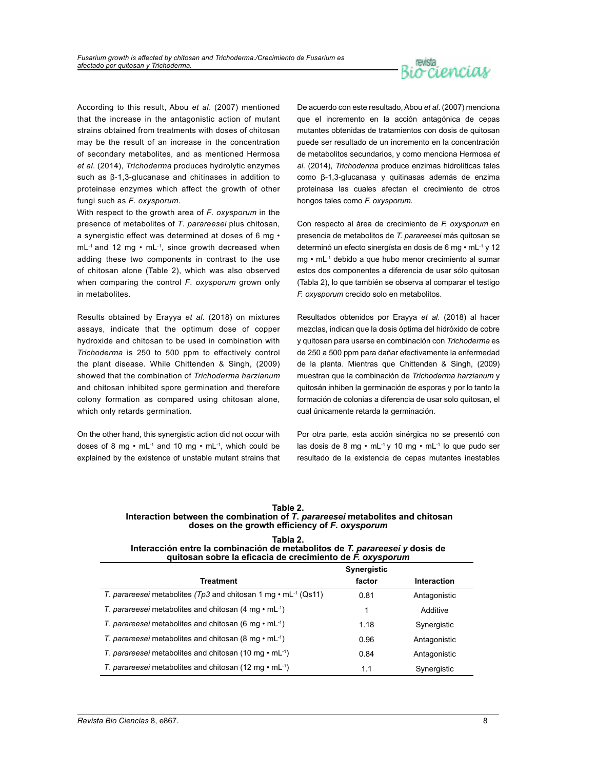According to this result, Abou *et al*. (2007) mentioned that the increase in the antagonistic action of mutant strains obtained from treatments with doses of chitosan may be the result of an increase in the concentration of secondary metabolites, and as mentioned Hermosa *et al*. (2014), *Trichoderma* produces hydrolytic enzymes such as β-1,3-glucanase and chitinases in addition to proteinase enzymes which affect the growth of other fungi such as *F. oxysporum*.

With respect to the growth area of *F. oxysporum* in the presence of metabolites of *T. parareesei* plus chitosan, a synergistic effect was determined at doses of 6 mg • mL$^{-1}$ and 12 mg • mL$^{-1}$, since growth decreased when adding these two components in contrast to the use of chitosan alone (Table 2), which was also observed when comparing the control *F. oxysporum* grown only in metabolites.

Results obtained by Erayya *et al*. (2018) on mixtures assays, indicate that the optimum dose of copper hydroxide and chitosan to be used in combination with *Trichoderma* is 250 to 500 ppm to effectively control the plant disease. While Chittenden & Singh, (2009) showed that the combination of *Trichoderma harzianum* and chitosan inhibited spore germination and therefore colony formation as compared using chitosan alone, which only retards germination.

On the other hand, this synergistic action did not occur with doses of 8 mg • mL$^{-1}$ and 10 mg • mL$^{-1}$, which could be explained by the existence of unstable mutant strains that

De acuerdo con este resultado, Abou *et al*. (2007) menciona que el incremento en la acción antagónica de cepas mutantes obtenidas de tratamientos con dosis de quitosan puede ser resultado de un incremento en la concentración de metabolitos secundarios, y como menciona Hermosa *et al*. (2014), *Trichoderma* produce enzimas hidrolíticas tales como β-1,3-glucanasa y quitinasas además de enzima proteinasa las cuales afectan el crecimiento de otros hongos tales como *F. oxysporum*.

Con respecto al área de crecimiento de *F. oxysporum* en presencia de metabolitos de *T. parareesei* más quitosan se determinó un efecto sinergísta en dosis de 6 mg • mL$^{-1}$ y 12 mg • mL$^{-1}$ debido a que hubo menor crecimiento al sumar estos dos componentes a diferencia de usar sólo quitosan (Tabla 2), lo que también se observa al comparar el testigo *F. oxysporum* crecido solo en metabolitos.

Resultados obtenidos por Erayya *et al*. (2018) al hacer mezclas, indican que la dosis óptima del hidróxido de cobre y quitosan para usarse en combinación con *Trichoderma* es de 250 a 500 ppm para dañar efectivamente la enfermedad de la planta. Mientras que Chittenden & Singh, (2009) muestran que la combinación de *Trichoderma harzianum* y quitosán inhiben la germinación de esporas y por lo tanto la formación de colonias a diferencia de usar solo quitosan, el cual únicamente retarda la germinación.

Por otra parte, esta acción sinérgica no se presentó con las dosis de 8 mg • mL$^{-1}$ y 10 mg • mL$^{-1}$ lo que pudo ser resultado de la existencia de cepas mutantes inestables

**Table 2.**
**Interaction between the combination of *T. parareesei* metabolites and chitosan doses on the growth efficiency of *F. oxysporum***

**Tabla 2.**
**Interacción entre la combinación de metabolitos de *T. parareesei* y dosis de quitosan sobre la eficacia de crecimiento de *F. oxysporum***

| Treatment | Synergistic factor | Interaction |
|---|---|---|
| *T. parareesei* metabolites (*Tp3* and chitosan 1 mg • mL$^{-1}$ (Qs11) | 0.81 | Antagonistic |
| *T. parareesei* metabolites and chitosan (4 mg • mL$^{-1}$) | 1 | Additive |
| *T. parareesei* metabolites and chitosan (6 mg • mL$^{-1}$) | 1.18 | Synergistic |
| *T. parareesei* metabolites and chitosan (8 mg • mL$^{-1}$) | 0.96 | Antagonistic |
| *T. parareesei* metabolites and chitosan (10 mg • mL$^{-1}$) | 0.84 | Antagonistic |
| *T. parareesei* metabolites and chitosan (12 mg • mL$^{-1}$) | 1.1 | Synergistic |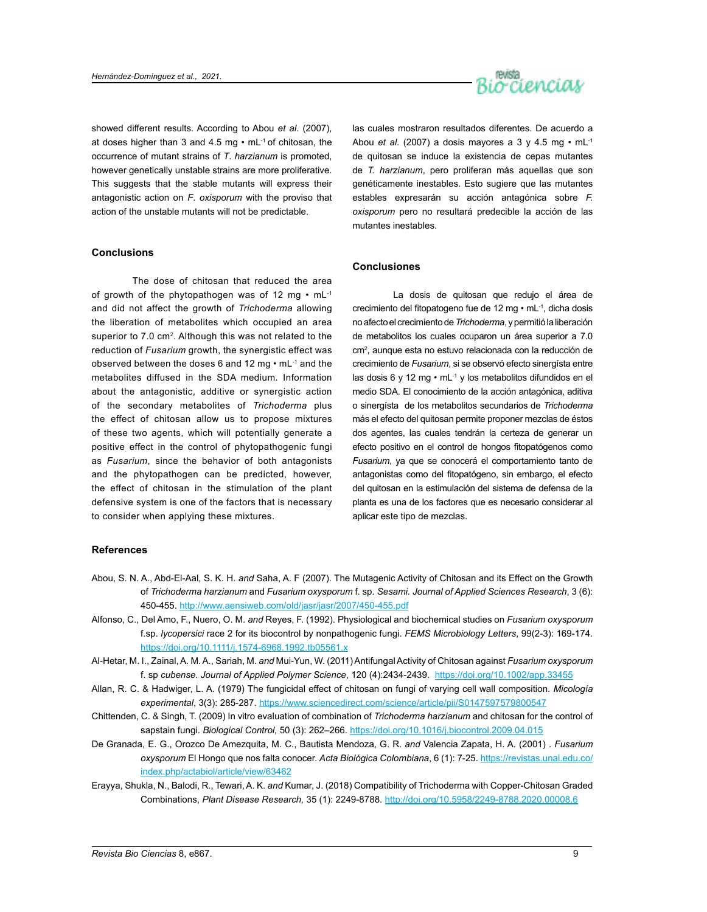showed different results. According to Abou *et al.* (2007), at doses higher than 3 and 4.5 mg • mL$^{-1}$ of chitosan, the occurrence of mutant strains of *T. harzianum* is promoted, however genetically unstable strains are more proliferative. This suggests that the stable mutants will express their antagonistic action on *F. oxisporum* with the proviso that action of the unstable mutants will not be predictable.

## Conclusions

The dose of chitosan that reduced the area of growth of the phytopathogen was of 12 mg • mL$^{-1}$ and did not affect the growth of *Trichoderma* allowing the liberation of metabolites which occupied an area superior to 7.0 cm$^2$. Although this was not related to the reduction of *Fusarium* growth, the synergistic effect was observed between the doses 6 and 12 mg • mL$^{-1}$ and the metabolites diffused in the SDA medium. Information about the antagonistic, additive or synergistic action of the secondary metabolites of *Trichoderma* plus the effect of chitosan allow us to propose mixtures of these two agents, which will potentially generate a positive effect in the control of phytopathogenic fungi as *Fusarium*, since the behavior of both antagonists and the phytopathogen can be predicted, however, the effect of chitosan in the stimulation of the plant defensive system is one of the factors that is necessary to consider when applying these mixtures.

las cuales mostraron resultados diferentes. De acuerdo a Abou *et al.* (2007) a dosis mayores a 3 y 4.5 mg • mL$^{-1}$ de quitosan se induce la existencia de cepas mutantes de *T. harzianum*, pero proliferan más aquellas que son genéticamente inestables. Esto sugiere que las mutantes estables expresarán su acción antagónica sobre *F. oxisporum* pero no resultará predecible la acción de las mutantes inestables.

## Conclusiones

La dosis de quitosan que redujo el área de crecimiento del fitopatogeno fue de 12 mg • mL$^{-1}$, dicha dosis no afecto el crecimiento de *Trichoderma*, y permitió la liberación de metabolitos los cuales ocuparon un área superior a 7.0 cm$^2$, aunque esta no estuvo relacionada con la reducción de crecimiento de *Fusarium*, si se observó efecto sinergísta entre las dosis 6 y 12 mg • mL$^{-1}$ y los metabolitos difundidos en el medio SDA. El conocimiento de la acción antagónica, aditiva o sinergísta de los metabolitos secundarios de *Trichoderma* más el efecto del quitosan permite proponer mezclas de éstos dos agentes, las cuales tendrán la certeza de generar un efecto positivo en el control de hongos fitopatógenos como *Fusarium*, ya que se conocerá el comportamiento tanto de antagonistas como del fitopatógeno, sin embargo, el efecto del quitosan en la estimulación del sistema de defensa de la planta es una de los factores que es necesario considerar al aplicar este tipo de mezclas.

## References

Abou, S. N. A., Abd-El-Aal, S. K. H. *and* Saha, A. F (2007). The Mutagenic Activity of Chitosan and its Effect on the Growth of *Trichoderma harzianum* and *Fusarium oxysporum* f. sp. *Sesami*. *Journal of Applied Sciences Research*, 3 (6): 450-455. http://www.aensiweb.com/old/jasr/jasr/2007/450-455.pdf

Alfonso, C., Del Amo, F., Nuero, O. M. *and* Reyes, F. (1992). Physiological and biochemical studies on *Fusarium oxysporum* f.sp. *lycopersici* race 2 for its biocontrol by nonpathogenic fungi. *FEMS Microbiology Letters*, 99(2-3): 169-174. https://doi.org/10.1111/j.1574-6968.1992.tb05561.x

Al-Hetar, M. I., Zainal, A. M. A., Sariah, M. *and* Mui-Yun, W. (2011) Antifungal Activity of Chitosan against *Fusarium oxysporum* f. sp *cubense*. *Journal of Applied Polymer Science*, 120 (4):2434-2439. https://doi.org/10.1002/app.33455

Allan, R. C. & Hadwiger, L. A. (1979) The fungicidal effect of chitosan on fungi of varying cell wall composition. *Micología experimental*, 3(3): 285-287. https://www.sciencedirect.com/science/article/pii/S0147597579800547

Chittenden, C. & Singh, T. (2009) In vitro evaluation of combination of *Trichoderma harzianum* and chitosan for the control of sapstain fungi. *Biological Control,* 50 (3): 262–266. https://doi.org/10.1016/j.biocontrol.2009.04.015

De Granada, E. G., Orozco De Amezquita, M. C., Bautista Mendoza, G. R. *and* Valencia Zapata, H. A. (2001) . *Fusarium oxysporum* El Hongo que nos falta conocer. *Acta Biológica Colombiana*, 6 (1): 7-25. https://revistas.unal.edu.co/index.php/actabiol/article/view/63462

Erayya, Shukla, N., Balodi, R., Tewari, A. K. *and* Kumar, J. (2018) Compatibility of Trichoderma with Copper-Chitosan Graded Combinations, *Plant Disease Research,* 35 (1): 2249-8788. http://doi.org/10.5958/2249-8788.2020.00008.6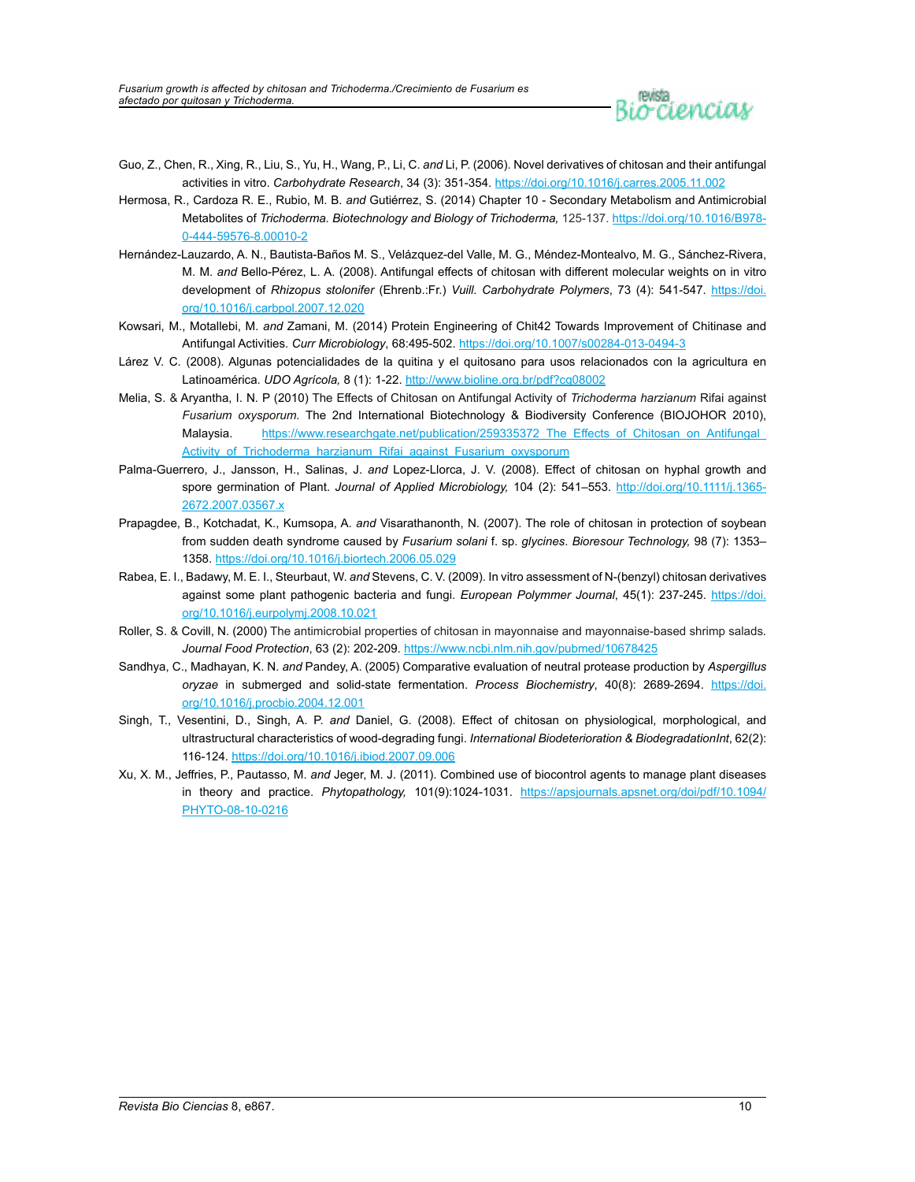Guo, Z., Chen, R., Xing, R., Liu, S., Yu, H., Wang, P., Li, C. *and* Li, P. (2006). Novel derivatives of chitosan and their antifungal activities in vitro. *Carbohydrate Research*, 34 (3): 351-354. https://doi.org/10.1016/j.carres.2005.11.002

Hermosa, R., Cardoza R. E., Rubio, M. B. *and* Gutiérrez, S. (2014) Chapter 10 - Secondary Metabolism and Antimicrobial Metabolites of *Trichoderma. Biotechnology and Biology of Trichoderma,* 125-137. https://doi.org/10.1016/B978-0-444-59576-8.00010-2

Hernández-Lauzardo, A. N., Bautista-Baños M. S., Velázquez-del Valle, M. G., Méndez-Montealvo, M. G., Sánchez-Rivera, M. M. *and* Bello-Pérez, L. A. (2008). Antifungal effects of chitosan with different molecular weights on in vitro development of *Rhizopus stolonifer* (Ehrenb.:Fr.) *Vuill. Carbohydrate Polymers*, 73 (4): 541-547. https://doi.org/10.1016/j.carbpol.2007.12.020

Kowsari, M., Motallebi, M. *and* Zamani, M. (2014) Protein Engineering of Chit42 Towards Improvement of Chitinase and Antifungal Activities. *Curr Microbiology*, 68:495-502. https://doi.org/10.1007/s00284-013-0494-3

Lárez V. C. (2008). Algunas potencialidades de la quitina y el quitosano para usos relacionados con la agricultura en Latinoamérica. *UDO Agrícola,* 8 (1): 1-22. http://www.bioline.org.br/pdf?cg08002

Melia, S. & Aryantha, I. N. P (2010) The Effects of Chitosan on Antifungal Activity of *Trichoderma harzianum* Rifai against *Fusarium oxysporum.* The 2nd International Biotechnology & Biodiversity Conference (BIOJOHOR 2010), Malaysia. https://www.researchgate.net/publication/259335372_The_Effects_of_Chitosan_on_Antifungal_Activity_of_Trichoderma_harzianum_Rifai_against_Fusarium_oxysporum

Palma-Guerrero, J., Jansson, H., Salinas, J. *and* Lopez-Llorca, J. V. (2008). Effect of chitosan on hyphal growth and spore germination of Plant. *Journal of Applied Microbiology,* 104 (2): 541–553. http://doi.org/10.1111/j.1365-2672.2007.03567.x

Prapagdee, B., Kotchadat, K., Kumsopa, A. *and* Visarathanonth, N. (2007). The role of chitosan in protection of soybean from sudden death syndrome caused by *Fusarium solani* f. sp. *glycines*. *Bioresour Technology,* 98 (7): 1353–1358. https://doi.org/10.1016/j.biortech.2006.05.029

Rabea, E. I., Badawy, M. E. I., Steurbaut, W. *and* Stevens, C. V. (2009). In vitro assessment of N-(benzyl) chitosan derivatives against some plant pathogenic bacteria and fungi. *European Polymmer Journal*, 45(1): 237-245. https://doi.org/10.1016/j.eurpolymj.2008.10.021

Roller, S. & Covill, N. (2000) The antimicrobial properties of chitosan in mayonnaise and mayonnaise-based shrimp salads. *Journal Food Protection*, 63 (2): 202-209. https://www.ncbi.nlm.nih.gov/pubmed/10678425

Sandhya, C., Madhayan, K. N. *and* Pandey, A. (2005) Comparative evaluation of neutral protease production by *Aspergillus oryzae* in submerged and solid-state fermentation. *Process Biochemistry*, 40(8): 2689-2694. https://doi.org/10.1016/j.procbio.2004.12.001

Singh, T., Vesentini, D., Singh, A. P. *and* Daniel, G. (2008). Effect of chitosan on physiological, morphological, and ultrastructural characteristics of wood-degrading fungi. *International Biodeterioration & BiodegradationInt*, 62(2): 116-124. https://doi.org/10.1016/j.ibiod.2007.09.006

Xu, X. M., Jeffries, P., Pautasso, M. *and* Jeger, M. J. (2011). Combined use of biocontrol agents to manage plant diseases in theory and practice. *Phytopathology,* 101(9):1024-1031. https://apsjournals.apsnet.org/doi/pdf/10.1094/PHYTO-08-10-0216